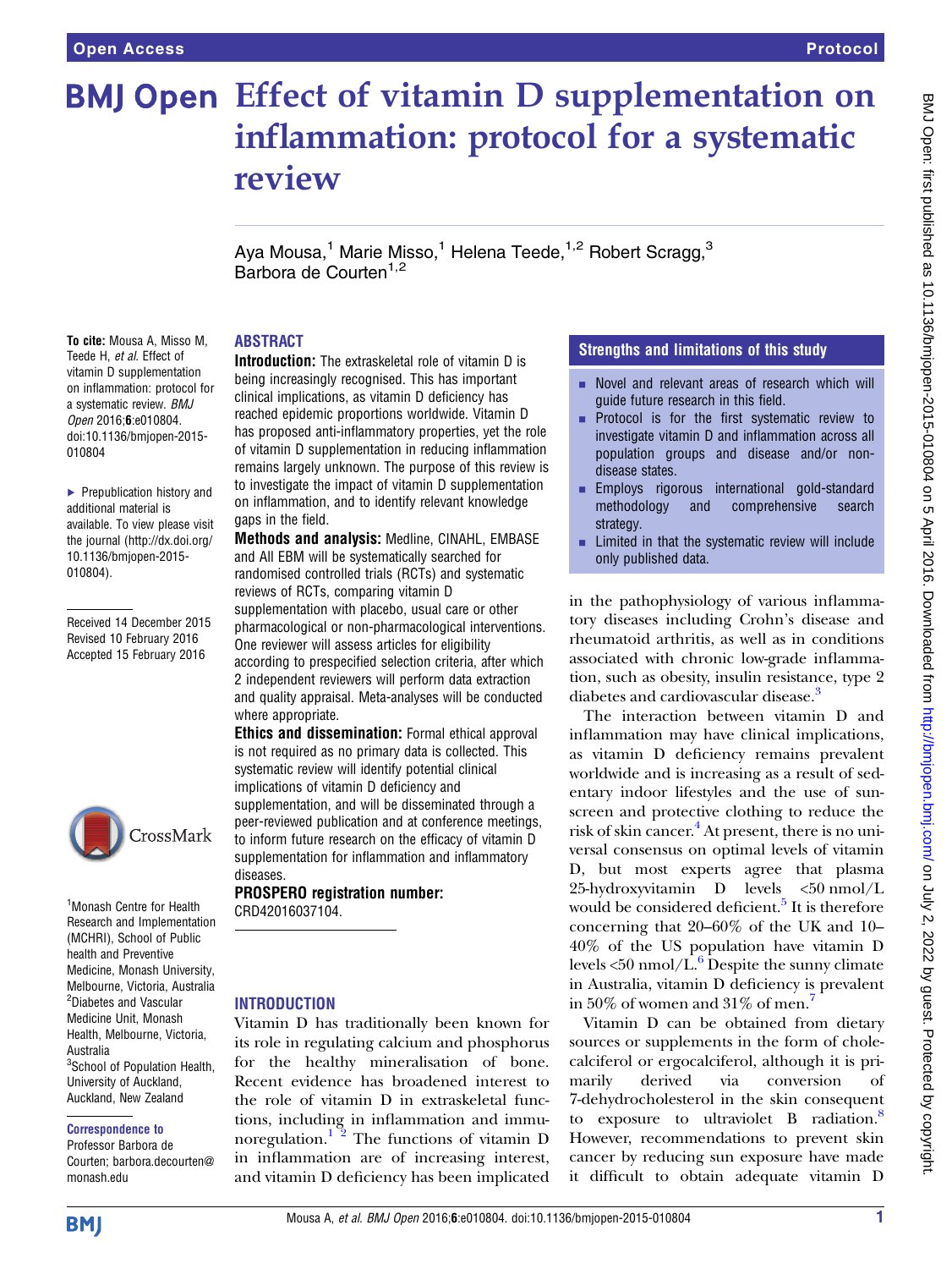# Effect of vitamin D supplementation on inflammation: protocol for a systematic review

Aya Mousa,[1] Marie Misso,[1] Helena Teede,[1,2] Robert Scragg,[3] Barbora de Courten[1,2]

**To cite:** Mousa A, Misso M, Teede H, *et al*. Effect of vitamin D supplementation on inflammation: protocol for a systematic review. *BMJ Open* 2016;6:e010804. doi:10.1136/bmjopen-2015-010804

► Prepublication history and additional material is available. To view please visit the journal (http://dx.doi.org/10.1136/bmjopen-2015-010804).

Received 14 December 2015
Revised 10 February 2016
Accepted 15 February 2016

[1]Monash Centre for Health Research and Implementation (MCHRI), School of Public health and Preventive Medicine, Monash University, Melbourne, Victoria, Australia
[2]Diabetes and Vascular Medicine Unit, Monash Health, Melbourne, Victoria, Australia
[3]School of Population Health, University of Auckland, Auckland, New Zealand

**Correspondence to**
Professor Barbora de Courten; barbora.decourten@monash.edu

## ABSTRACT

**Introduction:** The extraskeletal role of vitamin D is being increasingly recognised. This has important clinical implications, as vitamin D deficiency has reached epidemic proportions worldwide. Vitamin D has proposed anti-inflammatory properties, yet the role of vitamin D supplementation in reducing inflammation remains largely unknown. The purpose of this review is to investigate the impact of vitamin D supplementation on inflammation, and to identify relevant knowledge gaps in the field.

**Methods and analysis:** Medline, CINAHL, EMBASE and All EBM will be systematically searched for randomised controlled trials (RCTs) and systematic reviews of RCTs, comparing vitamin D supplementation with placebo, usual care or other pharmacological or non-pharmacological interventions. One reviewer will assess articles for eligibility according to prespecified selection criteria, after which 2 independent reviewers will perform data extraction and quality appraisal. Meta-analyses will be conducted where appropriate.

**Ethics and dissemination:** Formal ethical approval is not required as no primary data is collected. This systematic review will identify potential clinical implications of vitamin D deficiency and supplementation, and will be disseminated through a peer-reviewed publication and at conference meetings, to inform future research on the efficacy of vitamin D supplementation for inflammation and inflammatory diseases.

**PROSPERO registration number:** CRD42016037104.

## Strengths and limitations of this study

- Novel and relevant areas of research which will guide future research in this field.
- Protocol is for the first systematic review to investigate vitamin D and inflammation across all population groups and disease and/or non-disease states.
- Employs rigorous international gold-standard methodology and comprehensive search strategy.
- Limited in that the systematic review will include only published data.

## INTRODUCTION

Vitamin D has traditionally been known for its role in regulating calcium and phosphorus for the healthy mineralisation of bone. Recent evidence has broadened interest to the role of vitamin D in extraskeletal functions, including in inflammation and immunoregulation.[1 2] The functions of vitamin D in inflammation are of increasing interest, and vitamin D deficiency has been implicated in the pathophysiology of various inflammatory diseases including Crohn's disease and rheumatoid arthritis, as well as in conditions associated with chronic low-grade inflammation, such as obesity, insulin resistance, type 2 diabetes and cardiovascular disease.[3]

The interaction between vitamin D and inflammation may have clinical implications, as vitamin D deficiency remains prevalent worldwide and is increasing as a result of sedentary indoor lifestyles and the use of sunscreen and protective clothing to reduce the risk of skin cancer.[4] At present, there is no universal consensus on optimal levels of vitamin D, but most experts agree that plasma 25-hydroxyvitamin D levels <50 nmol/L would be considered deficient.[5] It is therefore concerning that 20–60% of the UK and 10–40% of the US population have vitamin D levels <50 nmol/L.[6] Despite the sunny climate in Australia, vitamin D deficiency is prevalent in 50% of women and 31% of men.[7]

Vitamin D can be obtained from dietary sources or supplements in the form of cholecalciferol or ergocalciferol, although it is primarily derived via conversion of 7-dehydrocholesterol in the skin consequent to exposure to ultraviolet B radiation.[8] However, recommendations to prevent skin cancer by reducing sun exposure have made it difficult to obtain adequate vitamin D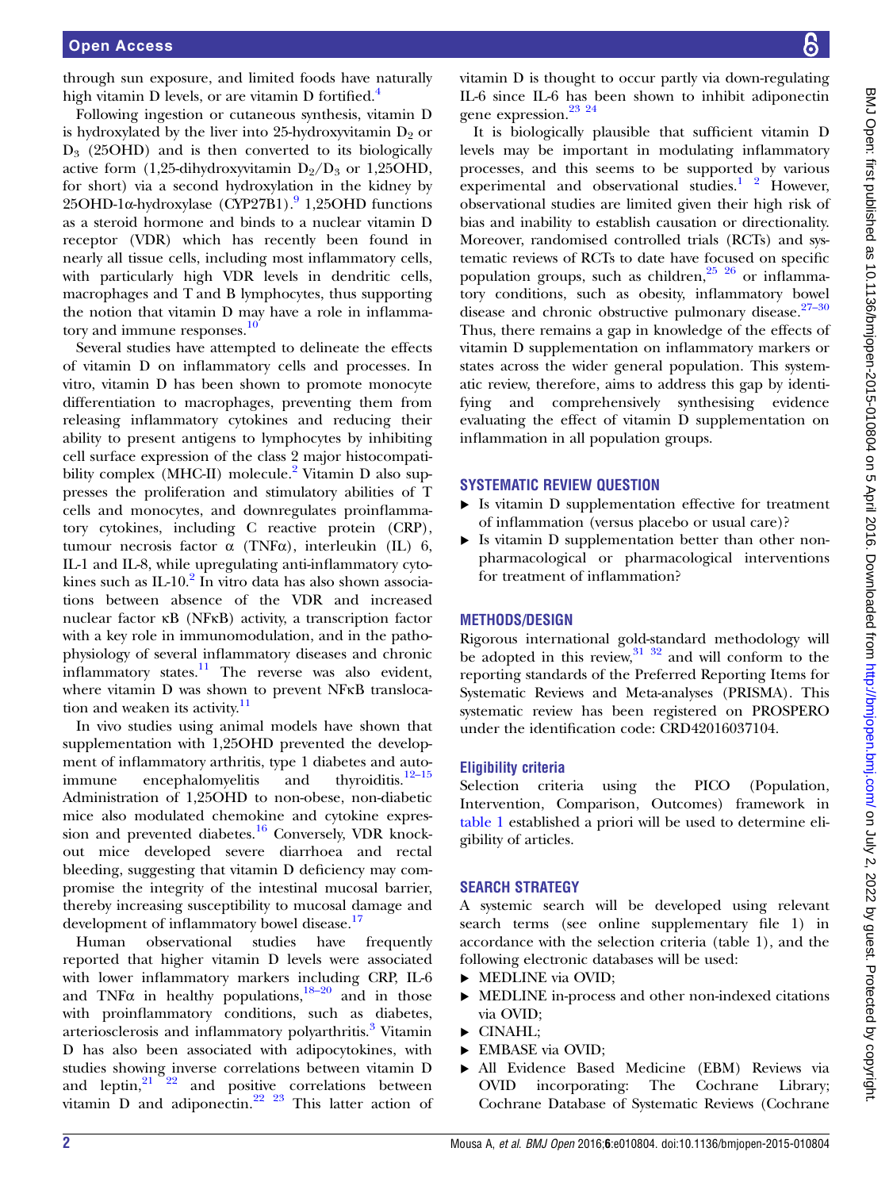through sun exposure, and limited foods have naturally high vitamin D levels, or are vitamin D fortified.[4]

Following ingestion or cutaneous synthesis, vitamin D is hydroxylated by the liver into 25-hydroxyvitamin $D_2$ or $D_3$ (25OHD) and is then converted to its biologically active form (1,25-dihydroxyvitamin $D_2$/$D_3$ or 1,25OHD, for short) via a second hydroxylation in the kidney by 25OHD-1α-hydroxylase (CYP27B1).[9] 1,25OHD functions as a steroid hormone and binds to a nuclear vitamin D receptor (VDR) which has recently been found in nearly all tissue cells, including most inflammatory cells, with particularly high VDR levels in dendritic cells, macrophages and T and B lymphocytes, thus supporting the notion that vitamin D may have a role in inflammatory and immune responses.[10]

Several studies have attempted to delineate the effects of vitamin D on inflammatory cells and processes. In vitro, vitamin D has been shown to promote monocyte differentiation to macrophages, preventing them from releasing inflammatory cytokines and reducing their ability to present antigens to lymphocytes by inhibiting cell surface expression of the class 2 major histocompatibility complex (MHC-II) molecule.[2] Vitamin D also suppresses the proliferation and stimulatory abilities of T cells and monocytes, and downregulates proinflammatory cytokines, including C reactive protein (CRP), tumour necrosis factor α (TNFα), interleukin (IL) 6, IL-1 and IL-8, while upregulating anti-inflammatory cytokines such as IL-10.[2] In vitro data has also shown associations between absence of the VDR and increased nuclear factor κB (NFκB) activity, a transcription factor with a key role in immunomodulation, and in the pathophysiology of several inflammatory diseases and chronic inflammatory states.[11] The reverse was also evident, where vitamin D was shown to prevent NFκB translocation and weaken its activity.[11]

In vivo studies using animal models have shown that supplementation with 1,25OHD prevented the development of inflammatory arthritis, type 1 diabetes and autoimmune encephalomyelitis and thyroiditis.[12–15] Administration of 1,25OHD to non-obese, non-diabetic mice also modulated chemokine and cytokine expression and prevented diabetes.[16] Conversely, VDR knockout mice developed severe diarrhoea and rectal bleeding, suggesting that vitamin D deficiency may compromise the integrity of the intestinal mucosal barrier, thereby increasing susceptibility to mucosal damage and development of inflammatory bowel disease.[17]

Human observational studies have frequently reported that higher vitamin D levels were associated with lower inflammatory markers including CRP, IL-6 and TNFα in healthy populations,[18–20] and in those with proinflammatory conditions, such as diabetes, arteriosclerosis and inflammatory polyarthritis.[3] Vitamin D has also been associated with adipocytokines, with studies showing inverse correlations between vitamin D and leptin,[21 22] and positive correlations between vitamin D and adiponectin.[22 23] This latter action of vitamin D is thought to occur partly via down-regulating IL-6 since IL-6 has been shown to inhibit adiponectin gene expression.[23 24]

It is biologically plausible that sufficient vitamin D levels may be important in modulating inflammatory processes, and this seems to be supported by various experimental and observational studies.[1 2] However, observational studies are limited given their high risk of bias and inability to establish causation or directionality. Moreover, randomised controlled trials (RCTs) and systematic reviews of RCTs to date have focused on specific population groups, such as children,[25 26] or inflammatory conditions, such as obesity, inflammatory bowel disease and chronic obstructive pulmonary disease.[27–30] Thus, there remains a gap in knowledge of the effects of vitamin D supplementation on inflammatory markers or states across the wider general population. This systematic review, therefore, aims to address this gap by identifying and comprehensively synthesising evidence evaluating the effect of vitamin D supplementation on inflammation in all population groups.

## SYSTEMATIC REVIEW QUESTION

- Is vitamin D supplementation effective for treatment of inflammation (versus placebo or usual care)?
- Is vitamin D supplementation better than other non-pharmacological or pharmacological interventions for treatment of inflammation?

## METHODS/DESIGN

Rigorous international gold-standard methodology will be adopted in this review,[31 32] and will conform to the reporting standards of the Preferred Reporting Items for Systematic Reviews and Meta-analyses (PRISMA). This systematic review has been registered on PROSPERO under the identification code: CRD42016037104.

### Eligibility criteria

Selection criteria using the PICO (Population, Intervention, Comparison, Outcomes) framework in table 1 established a priori will be used to determine eligibility of articles.

## SEARCH STRATEGY

A systemic search will be developed using relevant search terms (see online supplementary file 1) in accordance with the selection criteria (table 1), and the following electronic databases will be used:

- MEDLINE via OVID;
- MEDLINE in-process and other non-indexed citations via OVID;
- CINAHL;
- EMBASE via OVID;
- All Evidence Based Medicine (EBM) Reviews via OVID incorporating: The Cochrane Library; Cochrane Database of Systematic Reviews (Cochrane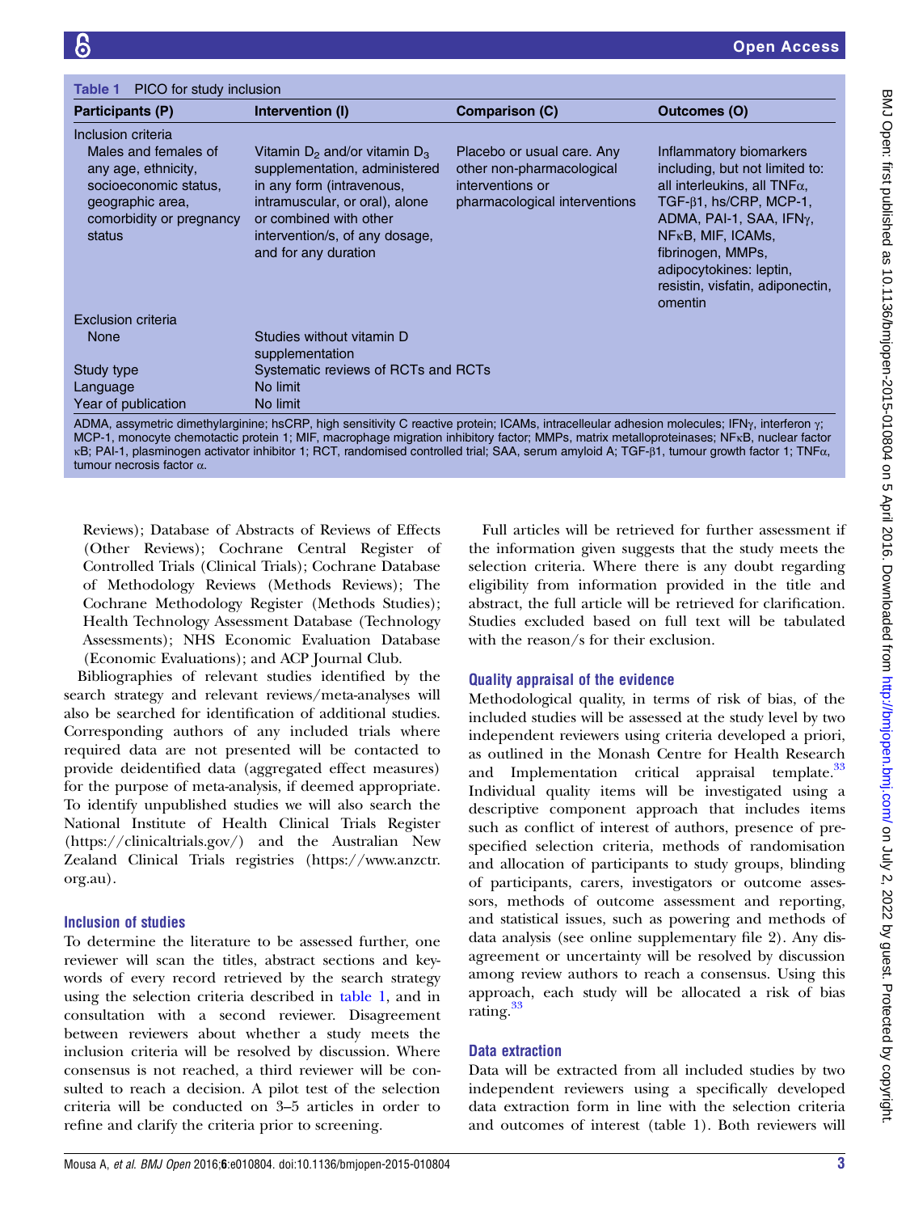**Table 1** PICO for study inclusion

| Participants (P) | Intervention (I) | Comparison (C) | Outcomes (O) |
|---|---|---|---|
| Inclusion criteria | | | |
| Males and females of any age, ethnicity, socioeconomic status, geographic area, comorbidity or pregnancy status | Vitamin $D_2$ and/or vitamin $D_3$ supplementation, administered in any form (intravenous, intramuscular, or oral), alone or combined with other intervention/s, of any dosage, and for any duration | Placebo or usual care. Any other non-pharmacological interventions or pharmacological interventions | Inflammatory biomarkers including, but not limited to: all interleukins, all TNFα, TGF-β1, hs/CRP, MCP-1, ADMA, PAI-1, SAA, IFNγ, NFκB, MIF, ICAMs, fibrinogen, MMPs, adipocytokines: leptin, resistin, visfatin, adiponectin, omentin |
| Exclusion criteria | | | |
| None | Studies without vitamin D supplementation | | |
| Study type | Systematic reviews of RCTs and RCTs | | |
| Language | No limit | | |
| Year of publication | No limit | | |

ADMA, assymetric dimethylarginine; hsCRP, high sensitivity C reactive protein; ICAMs, intracelleular adhesion molecules; IFNγ, interferon γ; MCP-1, monocyte chemotactic protein 1; MIF, macrophage migration inhibitory factor; MMPs, matrix metalloproteinases; NFκB, nuclear factor κB; PAI-1, plasminogen activator inhibitor 1; RCT, randomised controlled trial; SAA, serum amyloid A; TGF-β1, tumour growth factor 1; TNFα, tumour necrosis factor α.

Reviews); Database of Abstracts of Reviews of Effects (Other Reviews); Cochrane Central Register of Controlled Trials (Clinical Trials); Cochrane Database of Methodology Reviews (Methods Reviews); The Cochrane Methodology Register (Methods Studies); Health Technology Assessment Database (Technology Assessments); NHS Economic Evaluation Database (Economic Evaluations); and ACP Journal Club.

Bibliographies of relevant studies identified by the search strategy and relevant reviews/meta-analyses will also be searched for identification of additional studies. Corresponding authors of any included trials where required data are not presented will be contacted to provide deidentified data (aggregated effect measures) for the purpose of meta-analysis, if deemed appropriate. To identify unpublished studies we will also search the National Institute of Health Clinical Trials Register (https://clinicaltrials.gov/) and the Australian New Zealand Clinical Trials registries (https://www.anzctr.org.au).

### Inclusion of studies

To determine the literature to be assessed further, one reviewer will scan the titles, abstract sections and keywords of every record retrieved by the search strategy using the selection criteria described in table 1, and in consultation with a second reviewer. Disagreement between reviewers about whether a study meets the inclusion criteria will be resolved by discussion. Where consensus is not reached, a third reviewer will be consulted to reach a decision. A pilot test of the selection criteria will be conducted on 3–5 articles in order to refine and clarify the criteria prior to screening.

Full articles will be retrieved for further assessment if the information given suggests that the study meets the selection criteria. Where there is any doubt regarding eligibility from information provided in the title and abstract, the full article will be retrieved for clarification. Studies excluded based on full text will be tabulated with the reason/s for their exclusion.

### Quality appraisal of the evidence

Methodological quality, in terms of risk of bias, of the included studies will be assessed at the study level by two independent reviewers using criteria developed a priori, as outlined in the Monash Centre for Health Research and Implementation critical appraisal template.[33] Individual quality items will be investigated using a descriptive component approach that includes items such as conflict of interest of authors, presence of prespecified selection criteria, methods of randomisation and allocation of participants to study groups, blinding of participants, carers, investigators or outcome assessors, methods of outcome assessment and reporting, and statistical issues, such as powering and methods of data analysis (see online supplementary file 2). Any disagreement or uncertainty will be resolved by discussion among review authors to reach a consensus. Using this approach, each study will be allocated a risk of bias rating.[33]

### Data extraction

Data will be extracted from all included studies by two independent reviewers using a specifically developed data extraction form in line with the selection criteria and outcomes of interest (table 1). Both reviewers will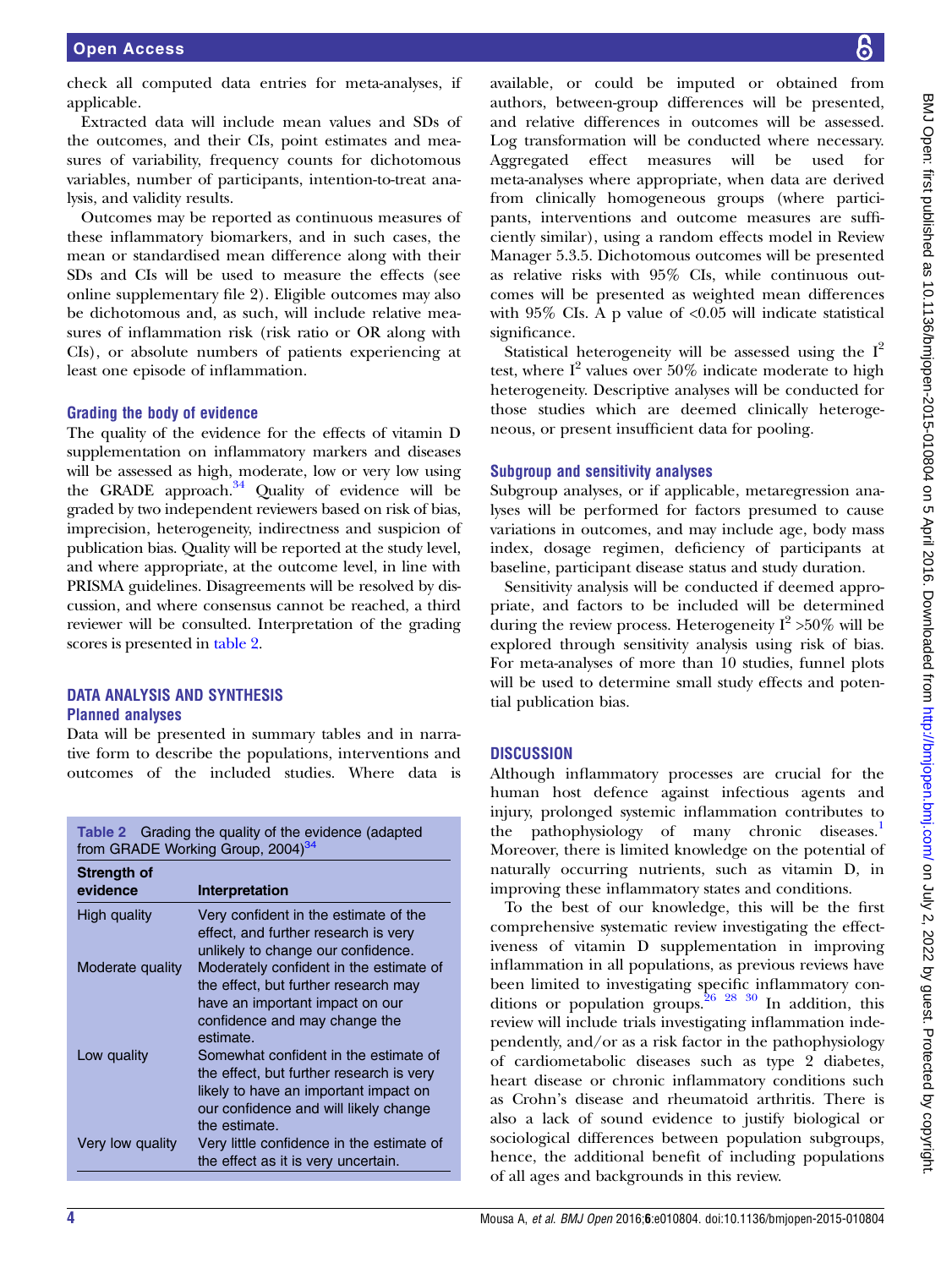check all computed data entries for meta-analyses, if applicable.

Extracted data will include mean values and SDs of the outcomes, and their CIs, point estimates and measures of variability, frequency counts for dichotomous variables, number of participants, intention-to-treat analysis, and validity results.

Outcomes may be reported as continuous measures of these inflammatory biomarkers, and in such cases, the mean or standardised mean difference along with their SDs and CIs will be used to measure the effects (see online supplementary file 2). Eligible outcomes may also be dichotomous and, as such, will include relative measures of inflammation risk (risk ratio or OR along with CIs), or absolute numbers of patients experiencing at least one episode of inflammation.

### Grading the body of evidence

The quality of the evidence for the effects of vitamin D supplementation on inflammatory markers and diseases will be assessed as high, moderate, low or very low using the GRADE approach.[34] Quality of evidence will be graded by two independent reviewers based on risk of bias, imprecision, heterogeneity, indirectness and suspicion of publication bias. Quality will be reported at the study level, and where appropriate, at the outcome level, in line with PRISMA guidelines. Disagreements will be resolved by discussion, and where consensus cannot be reached, a third reviewer will be consulted. Interpretation of the grading scores is presented in table 2.

Table 2 Grading the quality of the evidence (adapted from GRADE Working Group, 2004)[34]

| Strength of evidence | Interpretation |
|---|---|
| High quality | Very confident in the estimate of the effect, and further research is very unlikely to change our confidence. |
| Moderate quality | Moderately confident in the estimate of the effect, but further research may have an important impact on our confidence and may change the estimate. |
| Low quality | Somewhat confident in the estimate of the effect, but further research is very likely to have an important impact on our confidence and will likely change the estimate. |
| Very low quality | Very little confidence in the estimate of the effect as it is very uncertain. |

## DATA ANALYSIS AND SYNTHESIS

### Planned analyses

Data will be presented in summary tables and in narrative form to describe the populations, interventions and outcomes of the included studies. Where data is available, or could be imputed or obtained from authors, between-group differences will be presented, and relative differences in outcomes will be assessed. Log transformation will be conducted where necessary. Aggregated effect measures will be used for meta-analyses where appropriate, when data are derived from clinically homogeneous groups (where participants, interventions and outcome measures are sufficiently similar), using a random effects model in Review Manager 5.3.5. Dichotomous outcomes will be presented as relative risks with 95% CIs, while continuous outcomes will be presented as weighted mean differences with 95% CIs. A p value of $<0.05$ will indicate statistical significance.

Statistical heterogeneity will be assessed using the $I^2$ test, where $I^2$ values over 50% indicate moderate to high heterogeneity. Descriptive analyses will be conducted for those studies which are deemed clinically heterogeneous, or present insufficient data for pooling.

### Subgroup and sensitivity analyses

Subgroup analyses, or if applicable, metaregression analyses will be performed for factors presumed to cause variations in outcomes, and may include age, body mass index, dosage regimen, deficiency of participants at baseline, participant disease status and study duration.

Sensitivity analysis will be conducted if deemed appropriate, and factors to be included will be determined during the review process. Heterogeneity $I^2$ >50% will be explored through sensitivity analysis using risk of bias. For meta-analyses of more than 10 studies, funnel plots will be used to determine small study effects and potential publication bias.

## DISCUSSION

Although inflammatory processes are crucial for the human host defence against infectious agents and injury, prolonged systemic inflammation contributes to the pathophysiology of many chronic diseases.[1] Moreover, there is limited knowledge on the potential of naturally occurring nutrients, such as vitamin D, in improving these inflammatory states and conditions.

To the best of our knowledge, this will be the first comprehensive systematic review investigating the effectiveness of vitamin D supplementation in improving inflammation in all populations, as previous reviews have been limited to investigating specific inflammatory conditions or population groups.[26 28 30] In addition, this review will include trials investigating inflammation independently, and/or as a risk factor in the pathophysiology of cardiometabolic diseases such as type 2 diabetes, heart disease or chronic inflammatory conditions such as Crohn's disease and rheumatoid arthritis. There is also a lack of sound evidence to justify biological or sociological differences between population subgroups, hence, the additional benefit of including populations of all ages and backgrounds in this review.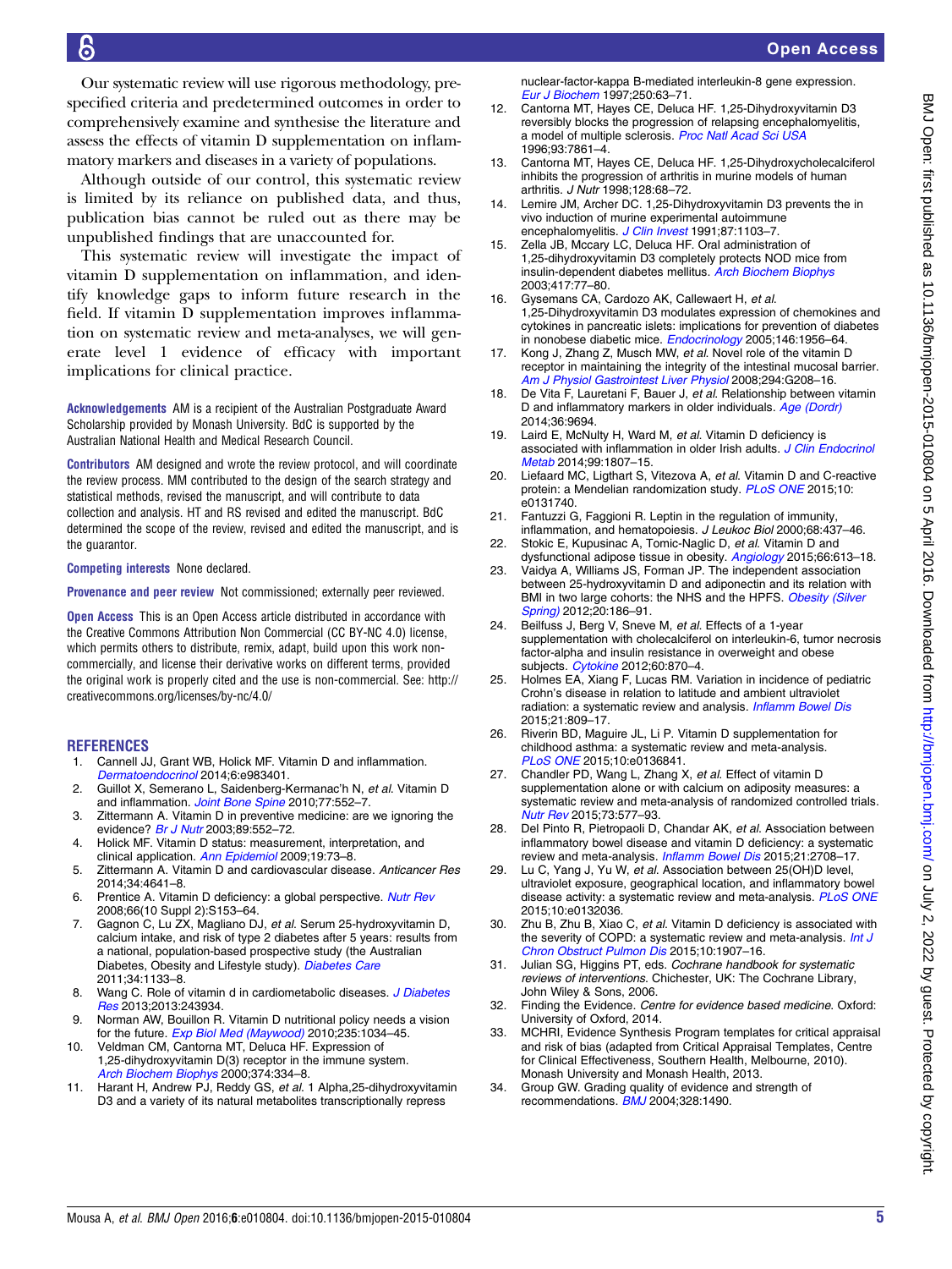Our systematic review will use rigorous methodology, prespecified criteria and predetermined outcomes in order to comprehensively examine and synthesise the literature and assess the effects of vitamin D supplementation on inflammatory markers and diseases in a variety of populations.

Although outside of our control, this systematic review is limited by its reliance on published data, and thus, publication bias cannot be ruled out as there may be unpublished findings that are unaccounted for.

This systematic review will investigate the impact of vitamin D supplementation on inflammation, and identify knowledge gaps to inform future research in the field. If vitamin D supplementation improves inflammation on systematic review and meta-analyses, we will generate level 1 evidence of efficacy with important implications for clinical practice.

**Acknowledgements** AM is a recipient of the Australian Postgraduate Award Scholarship provided by Monash University. BdC is supported by the Australian National Health and Medical Research Council.

**Contributors** AM designed and wrote the review protocol, and will coordinate the review process. MM contributed to the design of the search strategy and statistical methods, revised the manuscript, and will contribute to data collection and analysis. HT and RS revised and edited the manuscript. BdC determined the scope of the review, revised and edited the manuscript, and is the guarantor.

**Competing interests** None declared.

**Provenance and peer review** Not commissioned; externally peer reviewed.

**Open Access** This is an Open Access article distributed in accordance with the Creative Commons Attribution Non Commercial (CC BY-NC 4.0) license, which permits others to distribute, remix, adapt, build upon this work non-commercially, and license their derivative works on different terms, provided the original work is properly cited and the use is non-commercial. See: http://creativecommons.org/licenses/by-nc/4.0/

## REFERENCES

1. Cannell JJ, Grant WB, Holick MF. Vitamin D and inflammation. *Dermatoendocrinol* 2014;6:e983401.
2. Guillot X, Semerano L, Saidenberg-Kermanac'h N, *et al*. Vitamin D and inflammation. *Joint Bone Spine* 2010;77:552–7.
3. Zittermann A. Vitamin D in preventive medicine: are we ignoring the evidence? *Br J Nutr* 2003;89:552–72.
4. Holick MF. Vitamin D status: measurement, interpretation, and clinical application. *Ann Epidemiol* 2009;19:73–8.
5. Zittermann A. Vitamin D and cardiovascular disease. *Anticancer Res* 2014;34:4641–8.
6. Prentice A. Vitamin D deficiency: a global perspective. *Nutr Rev* 2008;66(10 Suppl 2):S153–64.
7. Gagnon C, Lu ZX, Magliano DJ, *et al*. Serum 25-hydroxyvitamin D, calcium intake, and risk of type 2 diabetes after 5 years: results from a national, population-based prospective study (the Australian Diabetes, Obesity and Lifestyle study). *Diabetes Care* 2011;34:1133–8.
8. Wang C. Role of vitamin d in cardiometabolic diseases. *J Diabetes Res* 2013;2013:243934.
9. Norman AW, Bouillon R. Vitamin D nutritional policy needs a vision for the future. *Exp Biol Med (Maywood)* 2010;235:1034–45.
10. Veldman CM, Cantorna MT, Deluca HF. Expression of 1,25-dihydroxyvitamin D(3) receptor in the immune system. *Arch Biochem Biophys* 2000;374:334–8.
11. Harant H, Andrew PJ, Reddy GS, *et al*. 1 Alpha,25-dihydroxyvitamin D3 and a variety of its natural metabolites transcriptionally repress nuclear-factor-kappa B-mediated interleukin-8 gene expression. *Eur J Biochem* 1997;250:63–71.
12. Cantorna MT, Hayes CE, Deluca HF. 1,25-Dihydroxyvitamin D3 reversibly blocks the progression of relapsing encephalomyelitis, a model of multiple sclerosis. *Proc Natl Acad Sci USA* 1996;93:7861–4.
13. Cantorna MT, Hayes CE, Deluca HF. 1,25-Dihydroxycholecalciferol inhibits the progression of arthritis in murine models of human arthritis. *J Nutr* 1998;128:68–72.
14. Lemire JM, Archer DC. 1,25-Dihydroxyvitamin D3 prevents the in vivo induction of murine experimental autoimmune encephalomyelitis. *J Clin Invest* 1991;87:1103–7.
15. Zella JB, Mccary LC, Deluca HF. Oral administration of 1,25-dihydroxyvitamin D3 completely protects NOD mice from insulin-dependent diabetes mellitus. *Arch Biochem Biophys* 2003;417:77–80.
16. Gysemans CA, Cardozo AK, Callewaert H, *et al*. 1,25-Dihydroxyvitamin D3 modulates expression of chemokines and cytokines in pancreatic islets: implications for prevention of diabetes in nonobese diabetic mice. *Endocrinology* 2005;146:1956–64.
17. Kong J, Zhang Z, Musch MW, *et al*. Novel role of the vitamin D receptor in maintaining the integrity of the intestinal mucosal barrier. *Am J Physiol Gastrointest Liver Physiol* 2008;294:G208–16.
18. De Vita F, Lauretani F, Bauer J, *et al*. Relationship between vitamin D and inflammatory markers in older individuals. *Age (Dordr)* 2014;36:9694.
19. Laird E, McNulty H, Ward M, *et al*. Vitamin D deficiency is associated with inflammation in older Irish adults. *J Clin Endocrinol Metab* 2014;99:1807–15.
20. Liefaard MC, Ligthart S, Vitezova A, *et al*. Vitamin D and C-reactive protein: a Mendelian randomization study. *PLoS ONE* 2015;10:e0131740.
21. Fantuzzi G, Faggioni R. Leptin in the regulation of immunity, inflammation, and hematopoiesis. *J Leukoc Biol* 2000;68:437–46.
22. Stokic E, Kupusinac A, Tomic-Naglic D, *et al*. Vitamin D and dysfunctional adipose tissue in obesity. *Angiology* 2015;66:613–18.
23. Vaidya A, Williams JS, Forman JP. The independent association between 25-hydroxyvitamin D and adiponectin and its relation with BMI in two large cohorts: the NHS and the HPFS. *Obesity (Silver Spring)* 2012;20:186–91.
24. Beilfuss J, Berg V, Sneve M, *et al*. Effects of a 1-year supplementation with cholecalciferol on interleukin-6, tumor necrosis factor-alpha and insulin resistance in overweight and obese subjects. *Cytokine* 2012;60:870–4.
25. Holmes EA, Xiang F, Lucas RM. Variation in incidence of pediatric Crohn's disease in relation to latitude and ambient ultraviolet radiation: a systematic review and analysis. *Inflamm Bowel Dis* 2015;21:809–17.
26. Riverin BD, Maguire JL, Li P. Vitamin D supplementation for childhood asthma: a systematic review and meta-analysis. *PLoS ONE* 2015;10:e0136841.
27. Chandler PD, Wang L, Zhang X, *et al*. Effect of vitamin D supplementation alone or with calcium on adiposity measures: a systematic review and meta-analysis of randomized controlled trials. *Nutr Rev* 2015;73:577–93.
28. Del Pinto R, Pietropaoli D, Chandar AK, *et al*. Association between inflammatory bowel disease and vitamin D deficiency: a systematic review and meta-analysis. *Inflamm Bowel Dis* 2015;21:2708–17.
29. Lu C, Yang J, Yu W, *et al*. Association between 25(OH)D level, ultraviolet exposure, geographical location, and inflammatory bowel disease activity: a systematic review and meta-analysis. *PLoS ONE* 2015;10:e0132036.
30. Zhu B, Zhu B, Xiao C, *et al*. Vitamin D deficiency is associated with the severity of COPD: a systematic review and meta-analysis. *Int J Chron Obstruct Pulmon Dis* 2015;10:1907–16.
31. Julian SG, Higgins PT, eds. *Cochrane handbook for systematic reviews of interventions*. Chichester, UK: The Cochrane Library, John Wiley & Sons, 2006.
32. Finding the Evidence. *Centre for evidence based medicine*. Oxford: University of Oxford, 2014.
33. MCHRI, Evidence Synthesis Program templates for critical appraisal and risk of bias (adapted from Critical Appraisal Templates, Centre for Clinical Effectiveness, Southern Health, Melbourne, 2010). Monash University and Monash Health, 2013.
34. Group GW. Grading quality of evidence and strength of recommendations. *BMJ* 2004;328:1490.